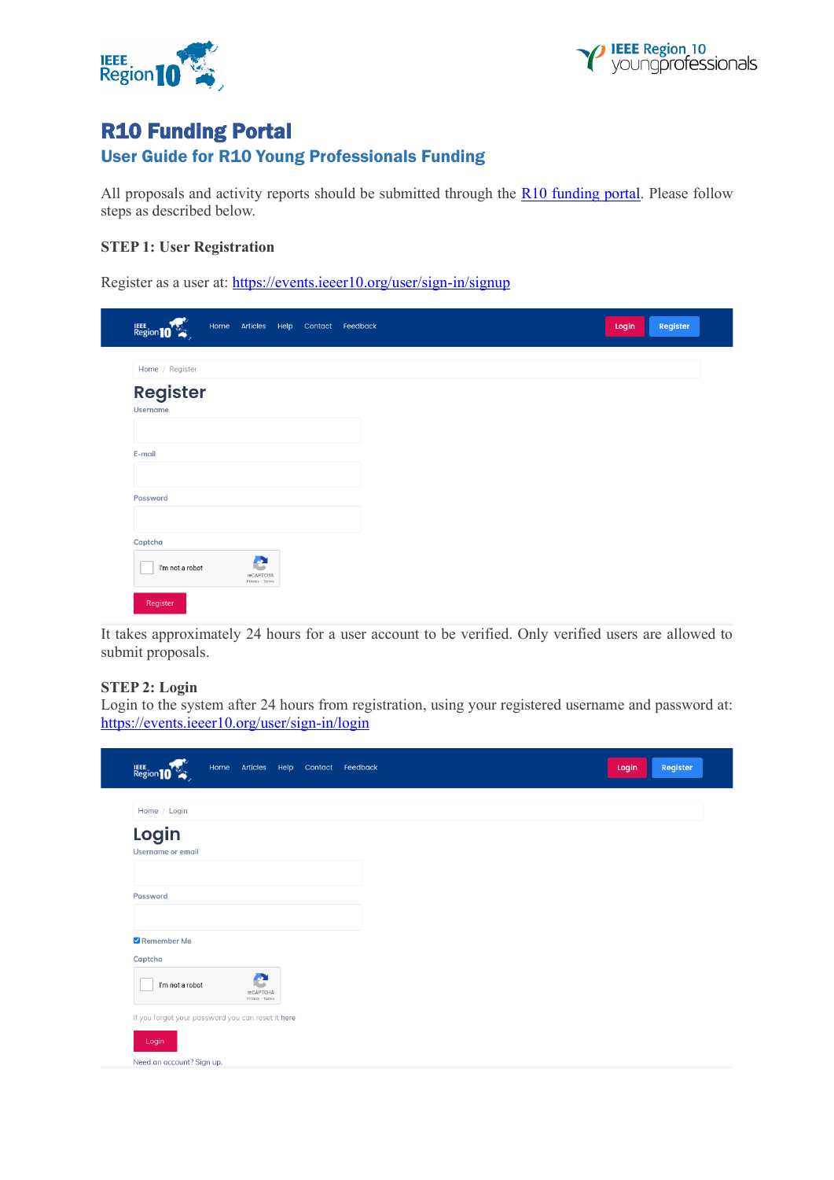# R10 Funding Portal

## User Guide for R10 Young Professionals Funding

All proposals and activity reports should be submitted through the R10 funding portal. Please follow steps as described below.

### STEP 1: User Registration

Register as a user at: https://events.ieeer10.org/user/sign-in/signup

Home Articles Help Contact Feedback Login Register

Home / Register

Register

Username

E-mail

Password

Captcha

I'm not a robot

Register

It takes approximately 24 hours for a user account to be verified. Only verified users are allowed to submit proposals.

### STEP 2: Login

Login to the system after 24 hours from registration, using your registered username and password at: https://events.ieeer10.org/user/sign-in/login

Home Articles Help Contact Feedback Login Register

Home / Login

Login

Username or email

Password

Remember Me

Captcha

I'm not a robot

If you forgot your password you can reset it here

Login

Need an account? Sign up.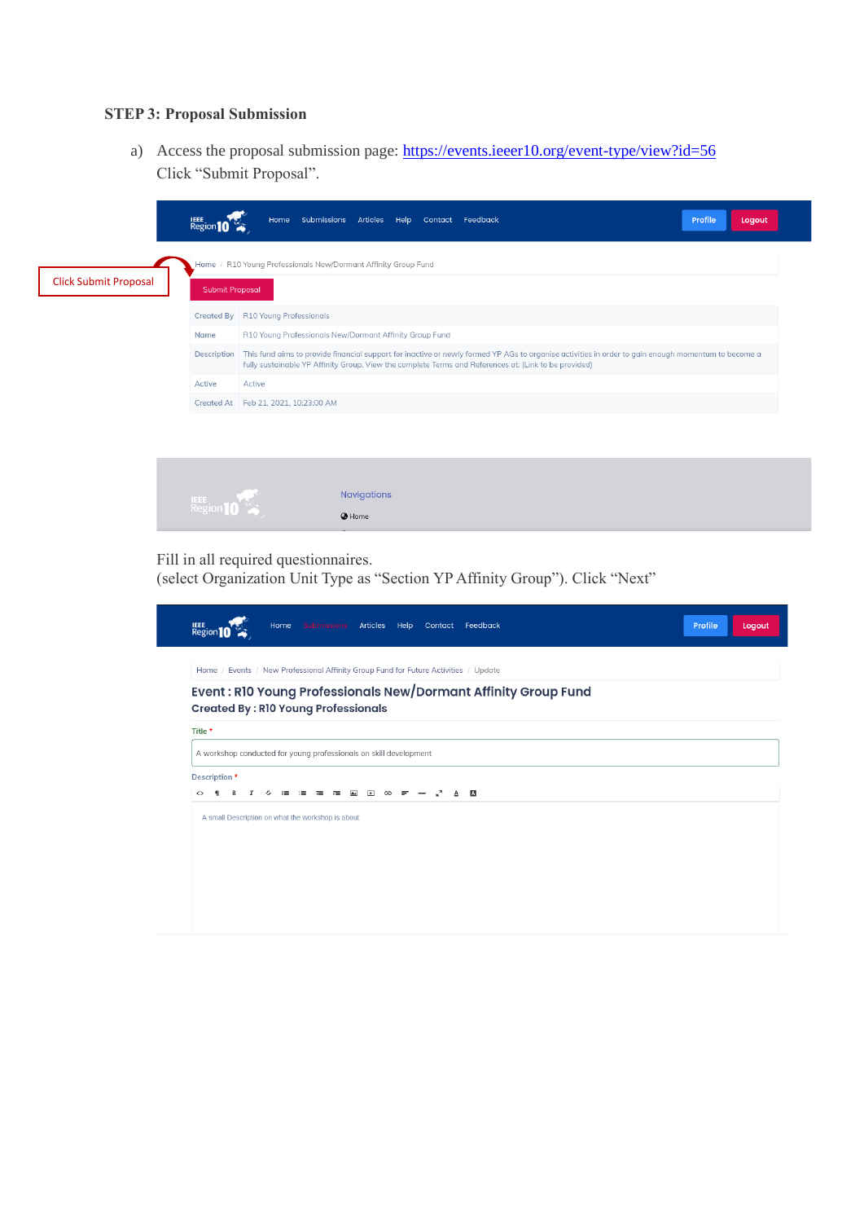**STEP 3: Proposal Submission**

a) Access the proposal submission page: [https://events.ieeer10.org/event-type/view?id=56](https://events.ieeer10.org/event-type/view?id=56)
Click “Submit Proposal”.

Fill in all required questionnaires.
(select Organization Unit Type as “Section YP Affinity Group”). Click “Next”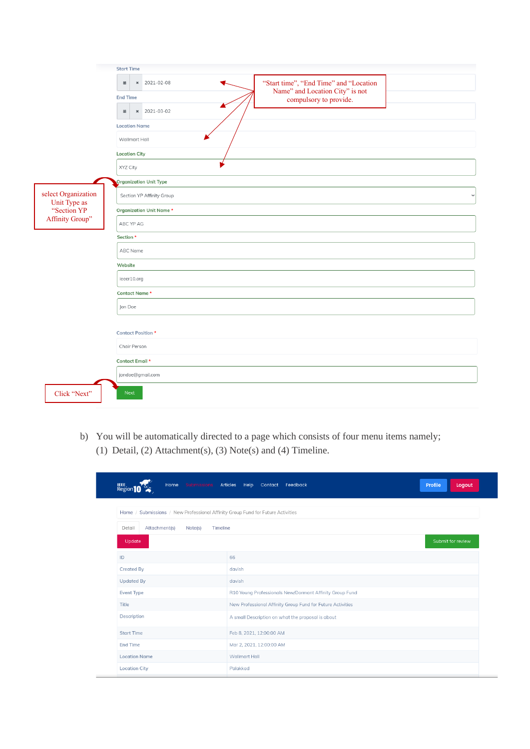Start Time

2021-02-08

End Time

2021-03-02

Location Name

Wallmart Hall

Location City

XYZ City

“Start time”, “End Time” and “Location Name” and Location City” is not compulsory to provide.

select Organization Unit Type as “Section YP Affinity Group”

Organization Unit Type

Section YP Affinity Group

Organization Unit Name *

ABC YP AG

Section *

ABC Name

Website

ieeer10.org

Contact Name *

Jon Doe

Contact Position *

Chair Person

Contact Email *

jondoe@gmail.com

Click “Next”

Next

b) You will be automatically directed to a page which consists of four menu items namely; (1) Detail, (2) Attachment(s), (3) Note(s) and (4) Timeline.

IEEE Region10 | Home | Submissions | Articles | Help | Contact | Feedback | Profile | Logout

Home / Submissions / New Professional Affinity Group Fund for Future Activities

Detail | Attachment(s) | Note(s) | Timeline

Update | Submit for review

| | |
|---|---|
| ID | 66 |
| Created By | davish |
| Updated By | davish |
| Event Type | R10 Young Professionals New/Dormant Affinity Group Fund |
| Title | New Professional Affinity Group Fund for Future Activities |
| Description | A small Description on what the proposal is about |
| Start Time | Feb 8, 2021, 12:00:00 AM |
| End Time | Mar 2, 2021, 12:00:00 AM |
| Location Name | Wallmart Hall |
| Location City | Palakkad |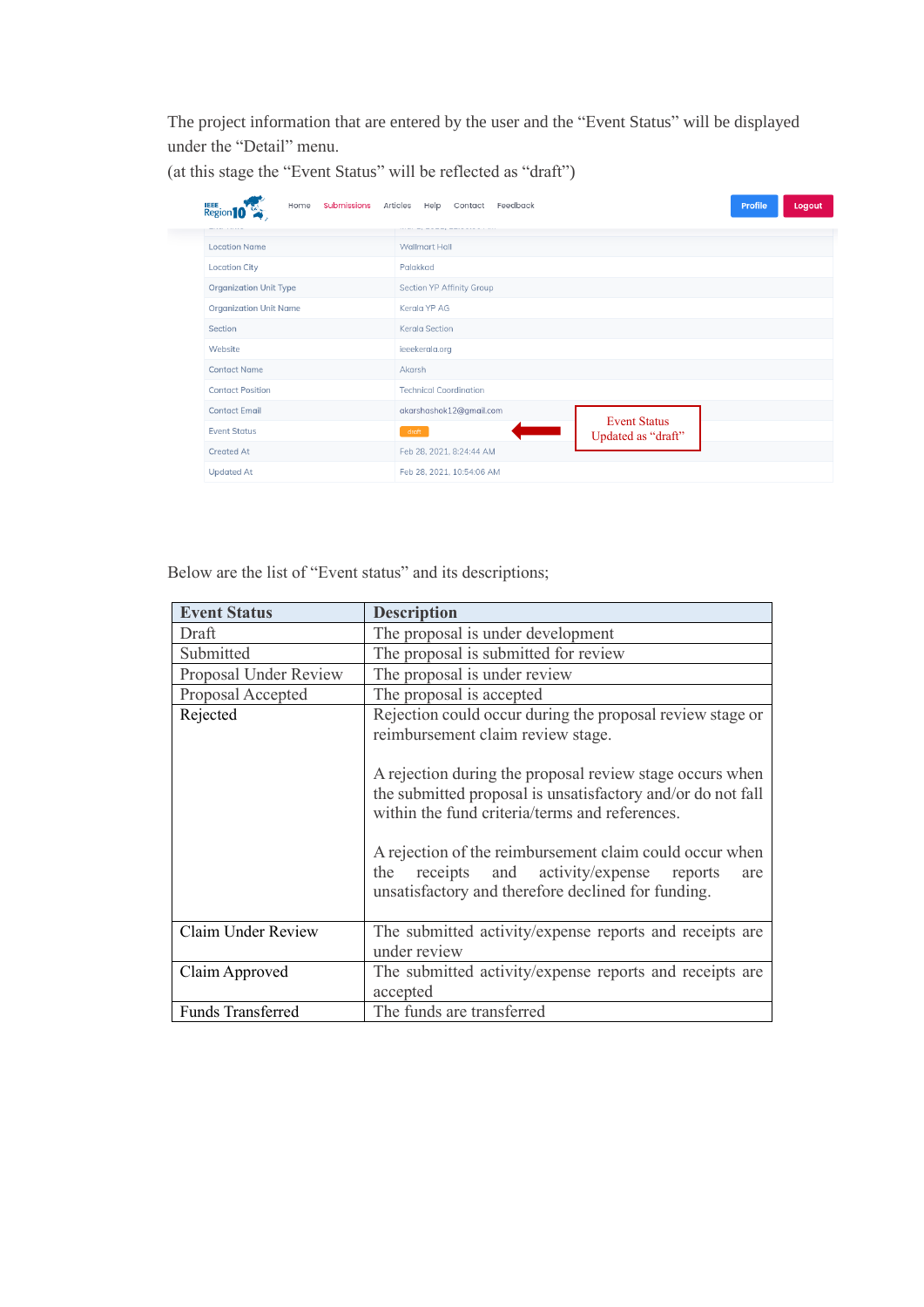The project information that are entered by the user and the "Event Status" will be displayed under the "Detail" menu.
(at this stage the "Event Status" will be reflected as "draft")

| | |
|---|---|
| Location Name | Wallmart Hall |
| Location City | Palakkad |
| Organization Unit Type | Section YP Affinity Group |
| Organization Unit Name | Kerala YP AG |
| Section | Kerala Section |
| Website | ieeekerala.org |
| Contact Name | Akarsh |
| Contact Position | Technical Coordination |
| Contact Email | akarshashok12@gmail.com |
| Event Status | draft |
| Created At | Feb 28, 2021, 8:24:44 AM |
| Updated At | Feb 28, 2021, 10:54:06 AM |

Event Status Updated as "draft"

Below are the list of "Event status" and its descriptions;

| Event Status | Description |
|---|---|
| Draft | The proposal is under development |
| Submitted | The proposal is submitted for review |
| Proposal Under Review | The proposal is under review |
| Proposal Accepted | The proposal is accepted |
| Rejected | Rejection could occur during the proposal review stage or reimbursement claim review stage.<br><br>A rejection during the proposal review stage occurs when the submitted proposal is unsatisfactory and/or do not fall within the fund criteria/terms and references.<br><br>A rejection of the reimbursement claim could occur when the receipts and activity/expense reports are unsatisfactory and therefore declined for funding. |
| Claim Under Review | The submitted activity/expense reports and receipts are under review |
| Claim Approved | The submitted activity/expense reports and receipts are accepted |
| Funds Transferred | The funds are transferred |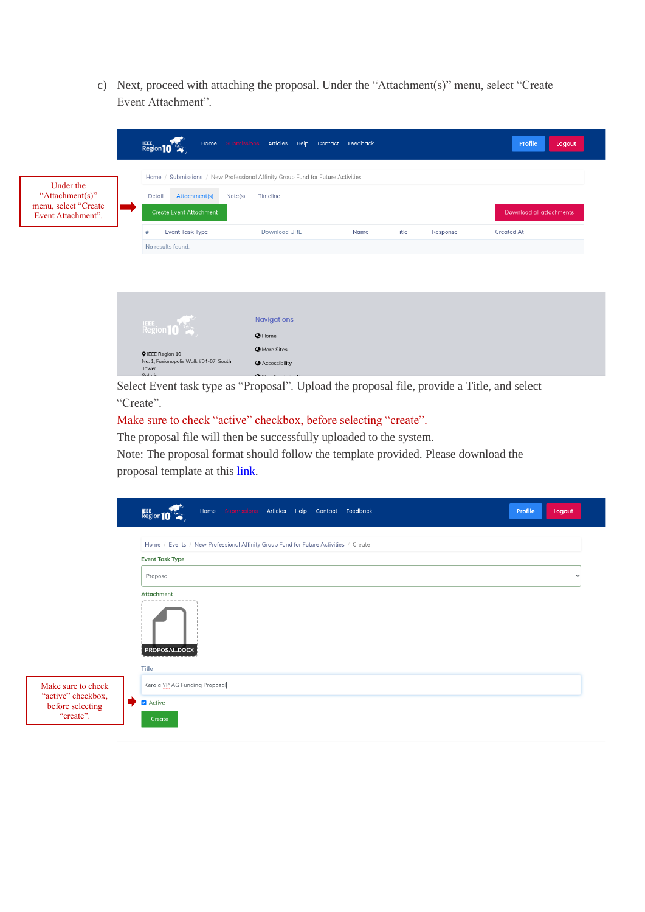c) Next, proceed with attaching the proposal. Under the “Attachment(s)” menu, select “Create Event Attachment”.

Under the “Attachment(s)” menu, select “Create Event Attachment”.

Select Event task type as “Proposal”. Upload the proposal file, provide a Title, and select “Create”.

Make sure to check “active” checkbox, before selecting “create”.

The proposal file will then be successfully uploaded to the system.

Note: The proposal format should follow the template provided. Please download the proposal template at this [link](#).

Make sure to check “active” checkbox, before selecting “create”.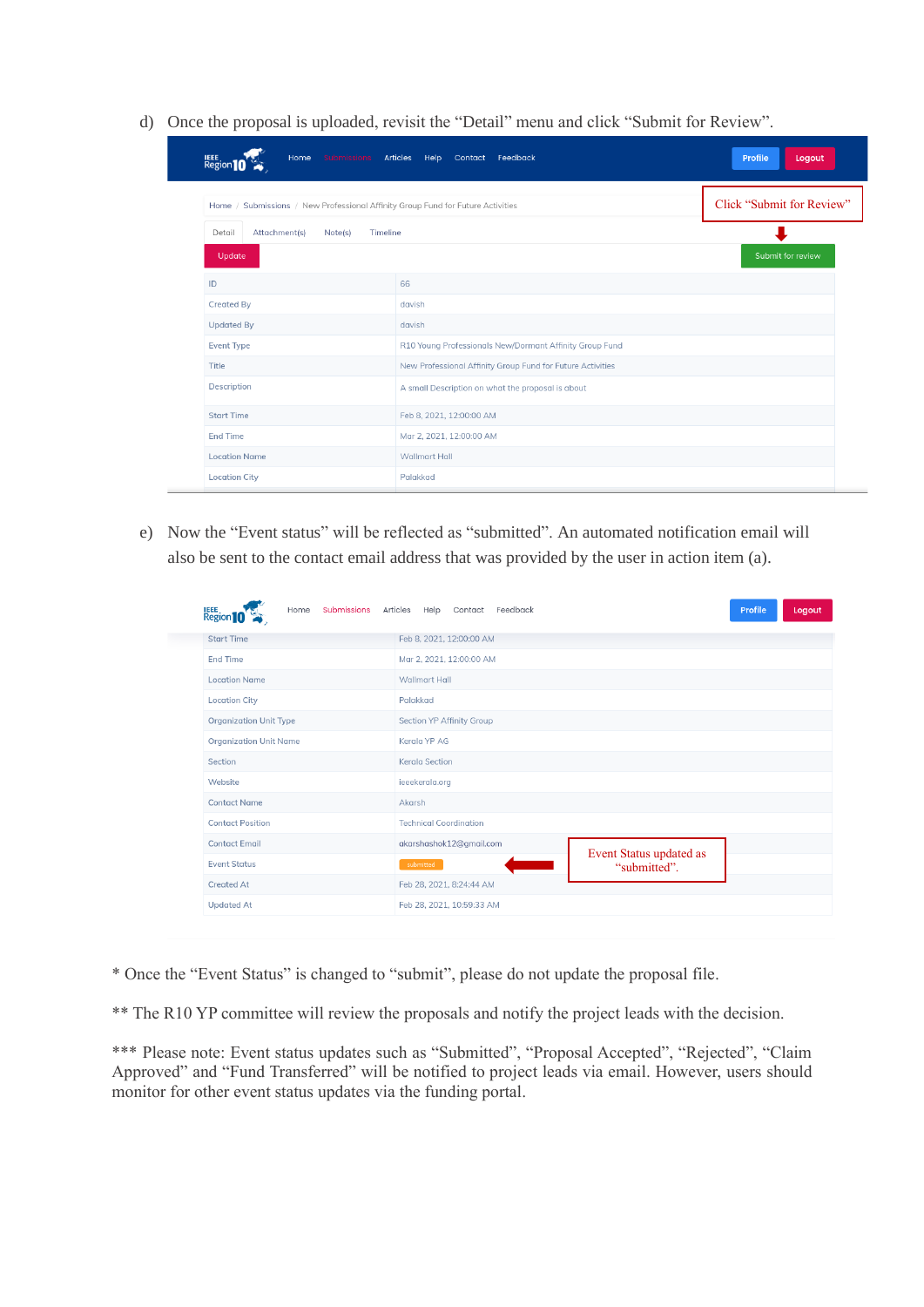d) Once the proposal is uploaded, revisit the "Detail" menu and click "Submit for Review".

Home / Submissions / New Professional Affinity Group Fund for Future Activities

Click "Submit for Review"

Detail | Attachment(s) | Note(s) | Timeline

Update | Submit for review

| | |
|---|---|
| ID | 66 |
| Created By | davish |
| Updated By | davish |
| Event Type | R10 Young Professionals New/Dormant Affinity Group Fund |
| Title | New Professional Affinity Group Fund for Future Activities |
| Description | A small Description on what the proposal is about |
| Start Time | Feb 8, 2021, 12:00:00 AM |
| End Time | Mar 2, 2021, 12:00:00 AM |
| Location Name | Wallmart Hall |
| Location City | Palakkad |

e) Now the "Event status" will be reflected as "submitted". An automated notification email will also be sent to the contact email address that was provided by the user in action item (a).

| | |
|---|---|
| Start Time | Feb 8, 2021, 12:00:00 AM |
| End Time | Mar 2, 2021, 12:00:00 AM |
| Location Name | Wallmart Hall |
| Location City | Palakkad |
| Organization Unit Type | Section YP Affinity Group |
| Organization Unit Name | Kerala YP AG |
| Section | Kerala Section |
| Website | ieeekerala.org |
| Contact Name | Akarsh |
| Contact Position | Technical Coordination |
| Contact Email | akarshashok12@gmail.com |
| Event Status | submitted |
| Created At | Feb 28, 2021, 8:24:44 AM |
| Updated At | Feb 28, 2021, 10:59:33 AM |

Event Status updated as "submitted".

* Once the "Event Status" is changed to "submit", please do not update the proposal file.

** The R10 YP committee will review the proposals and notify the project leads with the decision.

*** Please note: Event status updates such as "Submitted", "Proposal Accepted", "Rejected", "Claim Approved" and "Fund Transferred" will be notified to project leads via email. However, users should monitor for other event status updates via the funding portal.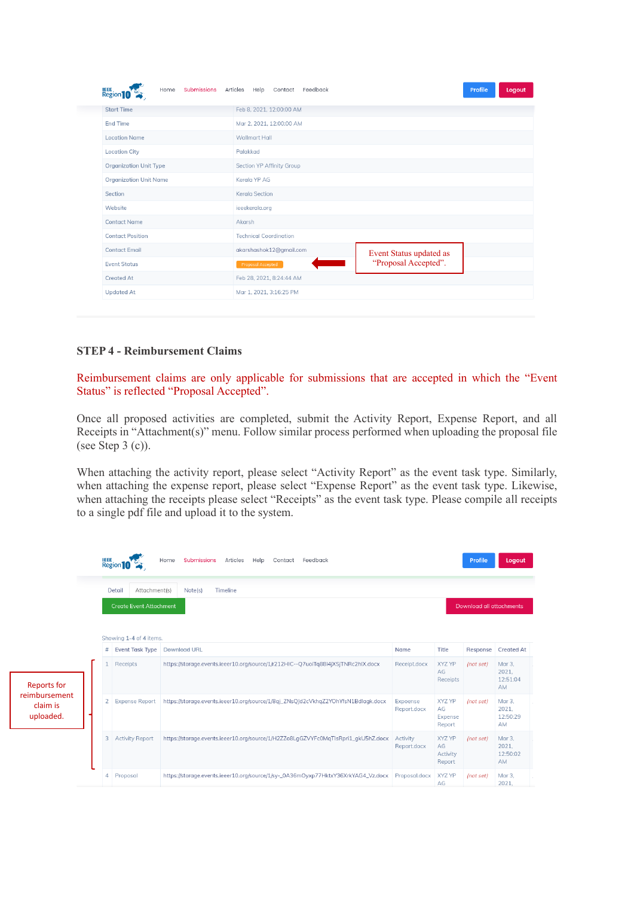| | |
|---|---|
| Start Time | Feb 8, 2021, 12:00:00 AM |
| End Time | Mar 2, 2021, 12:00:00 AM |
| Location Name | Wallmart Hall |
| Location City | Palakkad |
| Organization Unit Type | Section YP Affinity Group |
| Organization Unit Name | Kerala YP AG |
| Section | Kerala Section |
| Website | ieeekerala.org |
| Contact Name | Akarsh |
| Contact Position | Technical Coordination |
| Contact Email | akarshashok12@gmail.com |
| Event Status | Proposal Accepted |
| Created At | Feb 28, 2021, 8:24:44 AM |
| Updated At | Mar 1, 2021, 3:16:25 PM |

Event Status updated as "Proposal Accepted".

## STEP 4 - Reimbursement Claims

Reimbursement claims are only applicable for submissions that are accepted in which the "Event Status" is reflected "Proposal Accepted".

Once all proposed activities are completed, submit the Activity Report, Expense Report, and all Receipts in "Attachment(s)" menu. Follow similar process performed when uploading the proposal file (see Step 3 (c)).

When attaching the activity report, please select "Activity Report" as the event task type. Similarly, when attaching the expense report, please select "Expense Report" as the event task type. Likewise, when attaching the receipts please select "Receipts" as the event task type. Please compile all receipts to a single pdf file and upload it to the system.

Showing 1-4 of 4 items.

| # | Event Task Type | Download URL | Name | Title | Response | Created At |
|---|---|---|---|---|---|---|
| 1 | Receipts | https://storage.events.ieeer10.org/source/1/r212HIC--Q7uoiTq8Bl4jXSjTNRc2hIX.docx | Receipt.docx | XYZ YP AG Receipts | (not set) | Mar 3, 2021, 12:51:04 AM |
| 2 | Expense Report | https://storage.events.ieeer10.org/source/1/8qj_ZNsQJd2cVkhqZ2YOhYfsN1Bdlagk.docx | Expoense Report.docx | XYZ YP AG Expense Report | (not set) | Mar 3, 2021, 12:50:29 AM |
| 3 | Activity Report | https://storage.events.ieeer10.org/source/1/H2ZZo8LgGZVYFc0MqTlsRpri1_gkU5hZ.docx | Activity Report.docx | XYZ YP AG Activity Report | (not set) | Mar 3, 2021, 12:50:02 AM |
| 4 | Proposal | https://storage.events.ieeer10.org/source/1/sy-_0A36mOyxp77HktxY36XrkYAG4_Vz.docx | Proposal.docx | XYZ YP AG | (not set) | Mar 3, 2021, |

Reports for reimbursement claim is uploaded.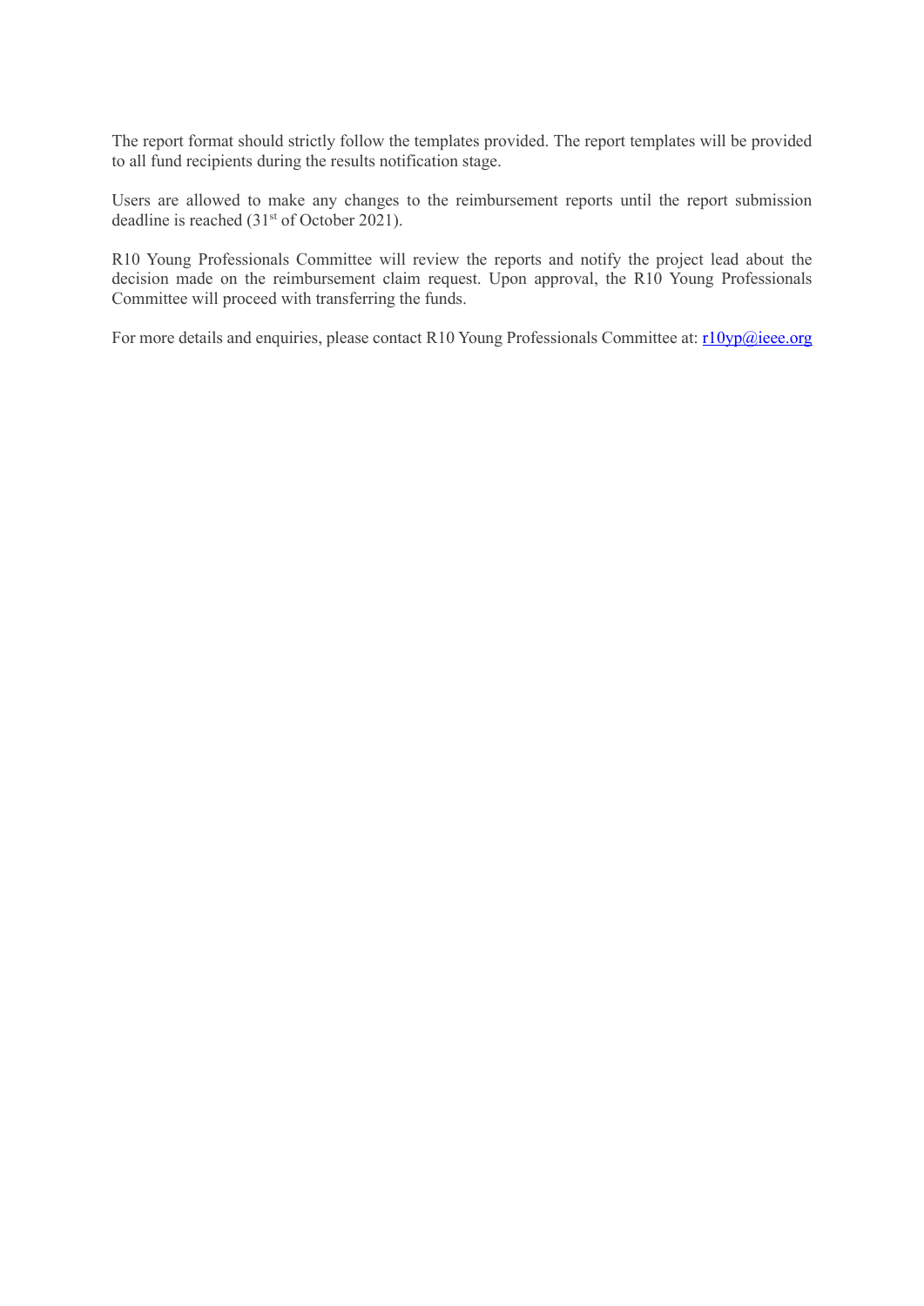The report format should strictly follow the templates provided. The report templates will be provided to all fund recipients during the results notification stage.

Users are allowed to make any changes to the reimbursement reports until the report submission deadline is reached (31st of October 2021).

R10 Young Professionals Committee will review the reports and notify the project lead about the decision made on the reimbursement claim request. Upon approval, the R10 Young Professionals Committee will proceed with transferring the funds.

For more details and enquiries, please contact R10 Young Professionals Committee at: [r10yp@ieee.org](mailto:r10yp@ieee.org)